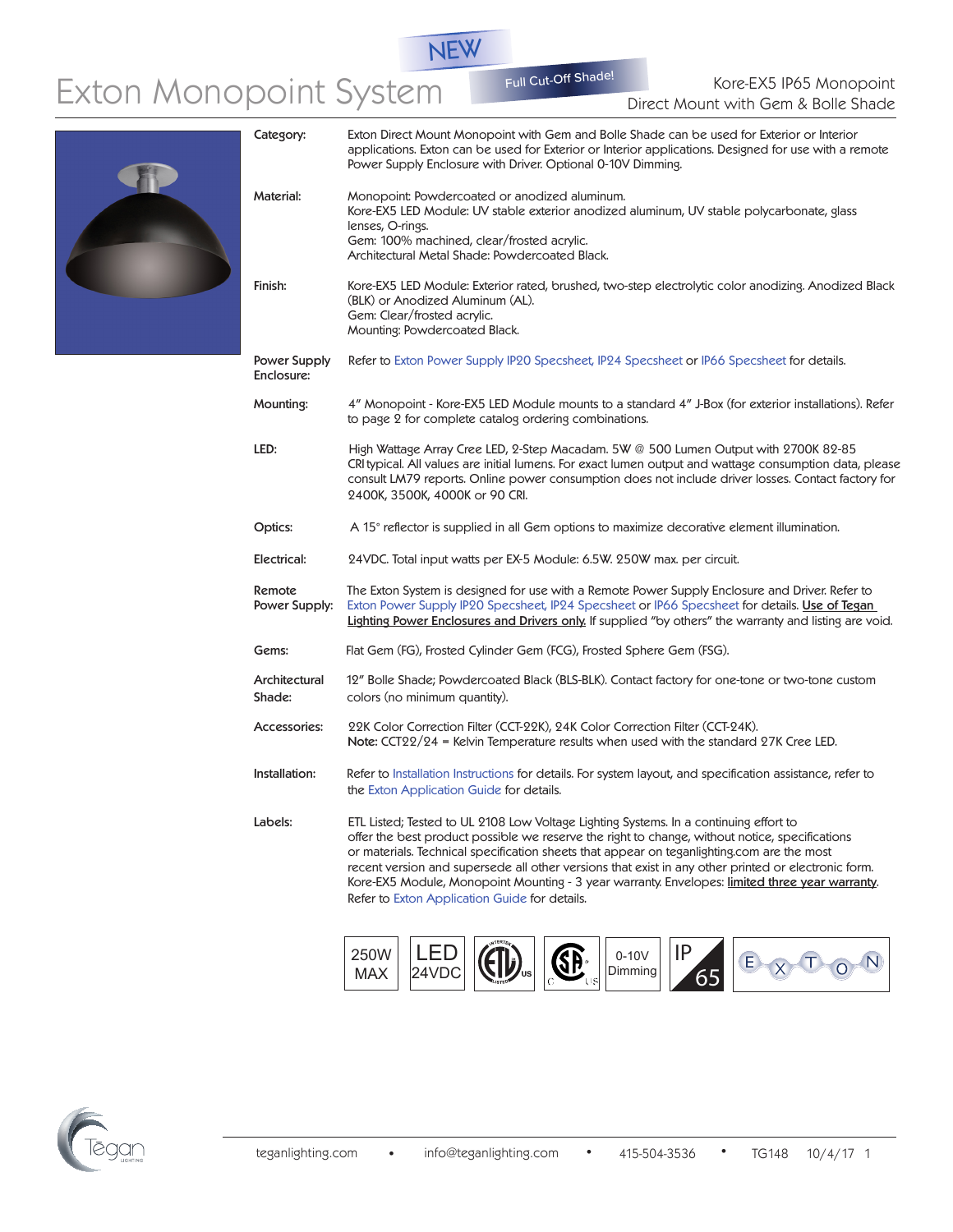# Exton Monopoint System

NEW

Full Cut-Off Shade!

Kore-EX5 IP65 Monopoint
Direct Mount with Gem & Bolle Shade

| | |
|---|---|
| **Category:** | Exton Direct Mount Monopoint with Gem and Bolle Shade can be used for Exterior or Interior applications. Exton can be used for Exterior or Interior applications. Designed for use with a remote Power Supply Enclosure with Driver. Optional 0-10V Dimming. |
| **Material:** | Monopoint: Powdercoated or anodized aluminum.<br>Kore-EX5 LED Module: UV stable exterior anodized aluminum, UV stable polycarbonate, glass lenses, O-rings.<br>Gem: 100% machined, clear/frosted acrylic.<br>Architectural Metal Shade: Powdercoated Black. |
| **Finish:** | Kore-EX5 LED Module: Exterior rated, brushed, two-step electrolytic color anodizing. Anodized Black (BLK) or Anodized Aluminum (AL).<br>Gem: Clear/frosted acrylic.<br>Mounting: Powdercoated Black. |
| **Power Supply Enclosure:** | Refer to Exton Power Supply IP20 Specsheet, IP24 Specsheet or IP66 Specsheet for details. |
| **Mounting:** | 4" Monopoint - Kore-EX5 LED Module mounts to a standard 4" J-Box (for exterior installations). Refer to page 2 for complete catalog ordering combinations. |
| **LED:** | High Wattage Array Cree LED, 2-Step Macadam. 5W @ 500 Lumen Output with 2700K 82-85 CRI typical. All values are initial lumens. For exact lumen output and wattage consumption data, please consult LM79 reports. Online power consumption does not include driver losses. Contact factory for 2400K, 3500K, 4000K or 90 CRI. |
| **Optics:** | A 15° reflector is supplied in all Gem options to maximize decorative element illumination. |
| **Electrical:** | 24VDC. Total input watts per EX-5 Module: 6.5W. 250W max. per circuit. |
| **Remote Power Supply:** | The Exton System is designed for use with a Remote Power Supply Enclosure and Driver. Refer to Exton Power Supply IP20 Specsheet, IP24 Specsheet or IP66 Specsheet for details. Use of Tegan Lighting Power Enclosures and Drivers only. If supplied "by others" the warranty and listing are void. |
| **Gems:** | Flat Gem (FG), Frosted Cylinder Gem (FCG), Frosted Sphere Gem (FSG). |
| **Architectural Shade:** | 12" Bolle Shade; Powdercoated Black (BLS-BLK). Contact factory for one-tone or two-tone custom colors (no minimum quantity). |
| **Accessories:** | 22K Color Correction Filter (CCT-22K), 24K Color Correction Filter (CCT-24K).<br>**Note:** CCT22/24 = Kelvin Temperature results when used with the standard 27K Cree LED. |
| **Installation:** | Refer to Installation Instructions for details. For system layout, and specification assistance, refer to the Exton Application Guide for details. |
| **Labels:** | ETL Listed; Tested to UL 2108 Low Voltage Lighting Systems. In a continuing effort to offer the best product possible we reserve the right to change, without notice, specifications or materials. Technical specification sheets that appear on teganlighting.com are the most recent version and supersede all other versions that exist in any other printed or electronic form. Kore-EX5 Module, Monopoint Mounting - 3 year warranty. Envelopes: limited three year warranty. Refer to Exton Application Guide for details. |

250W MAX | LED 24VDC | ETL US | CSA C US | 0-10V Dimming | IP 65 | EXTON

teganlighting.com • info@teganlighting.com • 415-504-3536 • TG148 10/4/17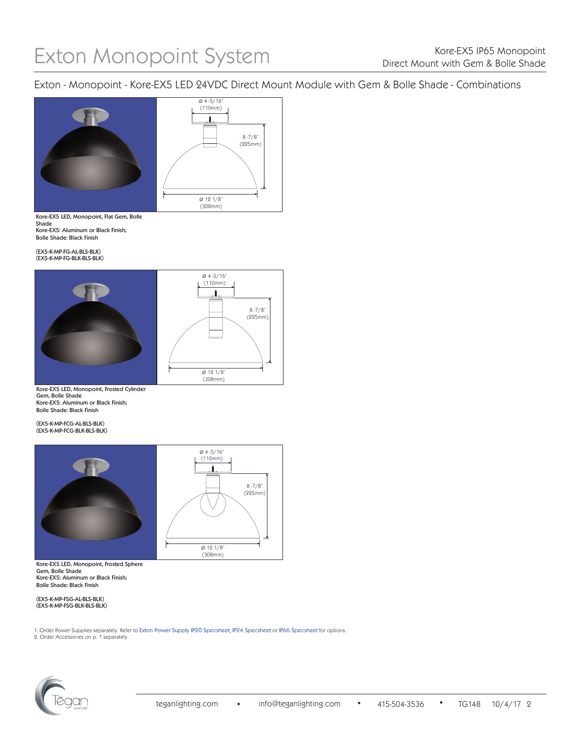# Exton Monopoint System

Kore-EX5 IP65 Monopoint
Direct Mount with Gem & Bolle Shade

## Exton - Monopoint - Kore-EX5 LED 24VDC Direct Mount Module with Gem & Bolle Shade - Combinations

Ø 4-5/16" (110mm)
8-7/8" (225mm)
Ø 12 1/8" (308mm)

**Kore-EX5 LED, Monopoint, Flat Gem, Bolle Shade**
**Kore-EX5: Aluminum or Black Finish;**
**Bolle Shade: Black Finish**

(EX5-K-MP-FG-AL-BLS-BLK)
(EX5-K-MP-FG-BLK-BLS-BLK)

Ø 4-5/16" (110mm)
8-7/8" (225mm)
Ø 12 1/8" (308mm)

**Kore-EX5 LED, Monopoint, Frosted Cylinder Gem, Bolle Shade**
**Kore-EX5: Aluminum or Black Finish;**
**Bolle Shade: Black Finish**

(EX5-K-MP-FCG-AL-BLS-BLK)
(EX5-K-MP-FCG-BLK-BLS-BLK)

Ø 4-5/16" (110mm)
8-7/8" (225mm)
Ø 12 1/8" (308mm)

**Kore-EX5 LED, Monopoint, Frosted Sphere Gem, Bolle Shade**
**Kore-EX5: Aluminum or Black Finish;**
**Bolle Shade: Black Finish**

(EX5-K-MP-FSG-AL-BLS-BLK)
(EX5-K-MP-FSG-BLK-BLS-BLK)

1. Order Power Supplies separately. Refer to Exton Power Supply IP20 Specsheet, IP24 Specsheet or IP66 Specsheet for options.
2. Order Accessories on p. 1 separately.

teganlighting.com • info@teganlighting.com • 415-504-3536 • TG148 10/4/17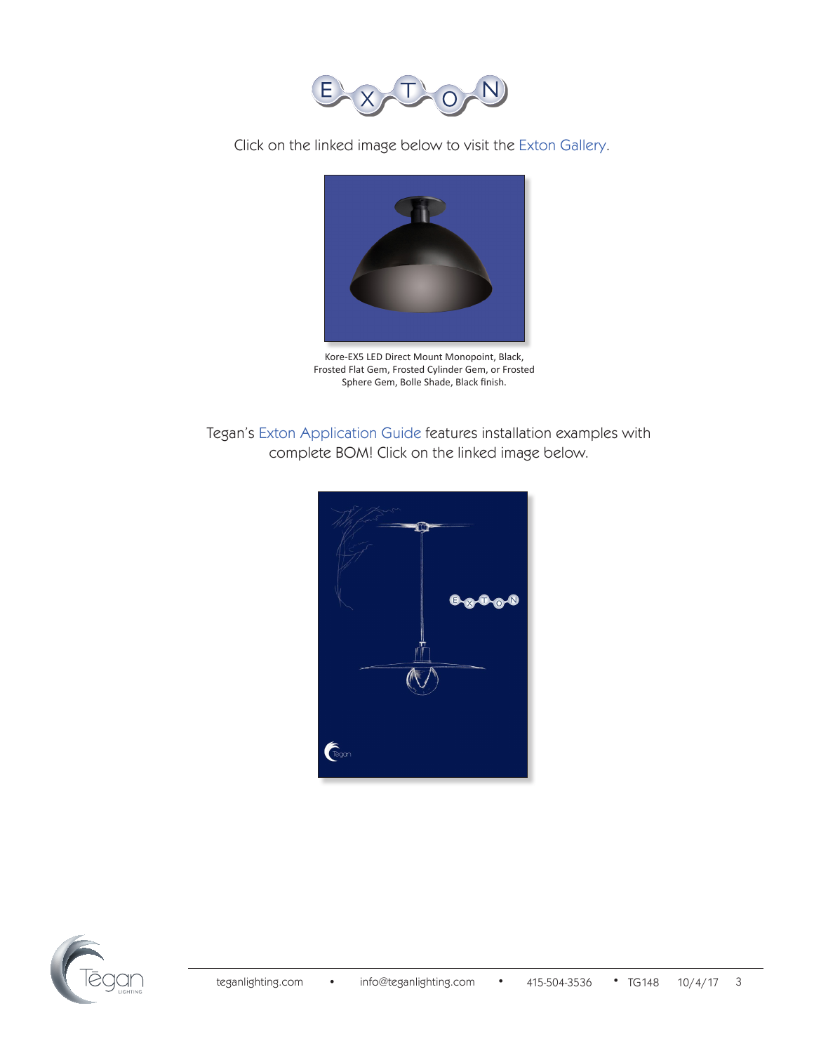# EXTON

Click on the linked image below to visit the Exton Gallery.

Kore-EX5 LED Direct Mount Monopoint, Black, Frosted Flat Gem, Frosted Cylinder Gem, or Frosted Sphere Gem, Bolle Shade, Black finish.

Tegan's Exton Application Guide features installation examples with complete BOM! Click on the linked image below.